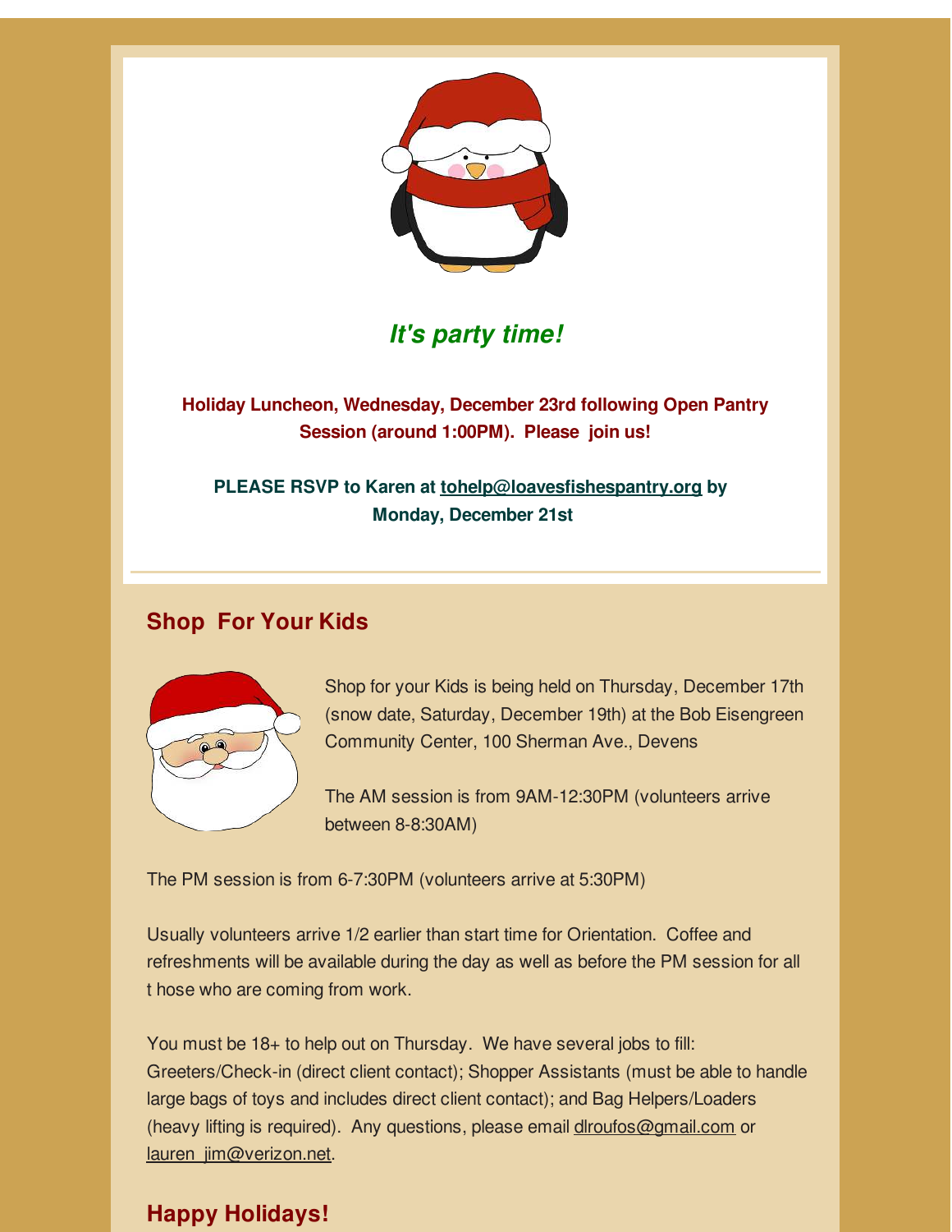***It's party time!***

**Holiday Luncheon, Wednesday, December 23rd following Open Pantry Session (around 1:00PM). Please join us!**

**PLEASE RSVP to Karen at tohelp@loavesfishespantry.org by Monday, December 21st**

## Shop For Your Kids

Shop for your Kids is being held on Thursday, December 17th (snow date, Saturday, December 19th) at the Bob Eisengreen Community Center, 100 Sherman Ave., Devens

The AM session is from 9AM-12:30PM (volunteers arrive between 8-8:30AM)

The PM session is from 6-7:30PM (volunteers arrive at 5:30PM)

Usually volunteers arrive 1/2 earlier than start time for Orientation. Coffee and refreshments will be available during the day as well as before the PM session for all t hose who are coming from work.

You must be 18+ to help out on Thursday. We have several jobs to fill: Greeters/Check-in (direct client contact); Shopper Assistants (must be able to handle large bags of toys and includes direct client contact); and Bag Helpers/Loaders (heavy lifting is required). Any questions, please email dlroufos@gmail.com or lauren_jim@verizon.net.

## Happy Holidays!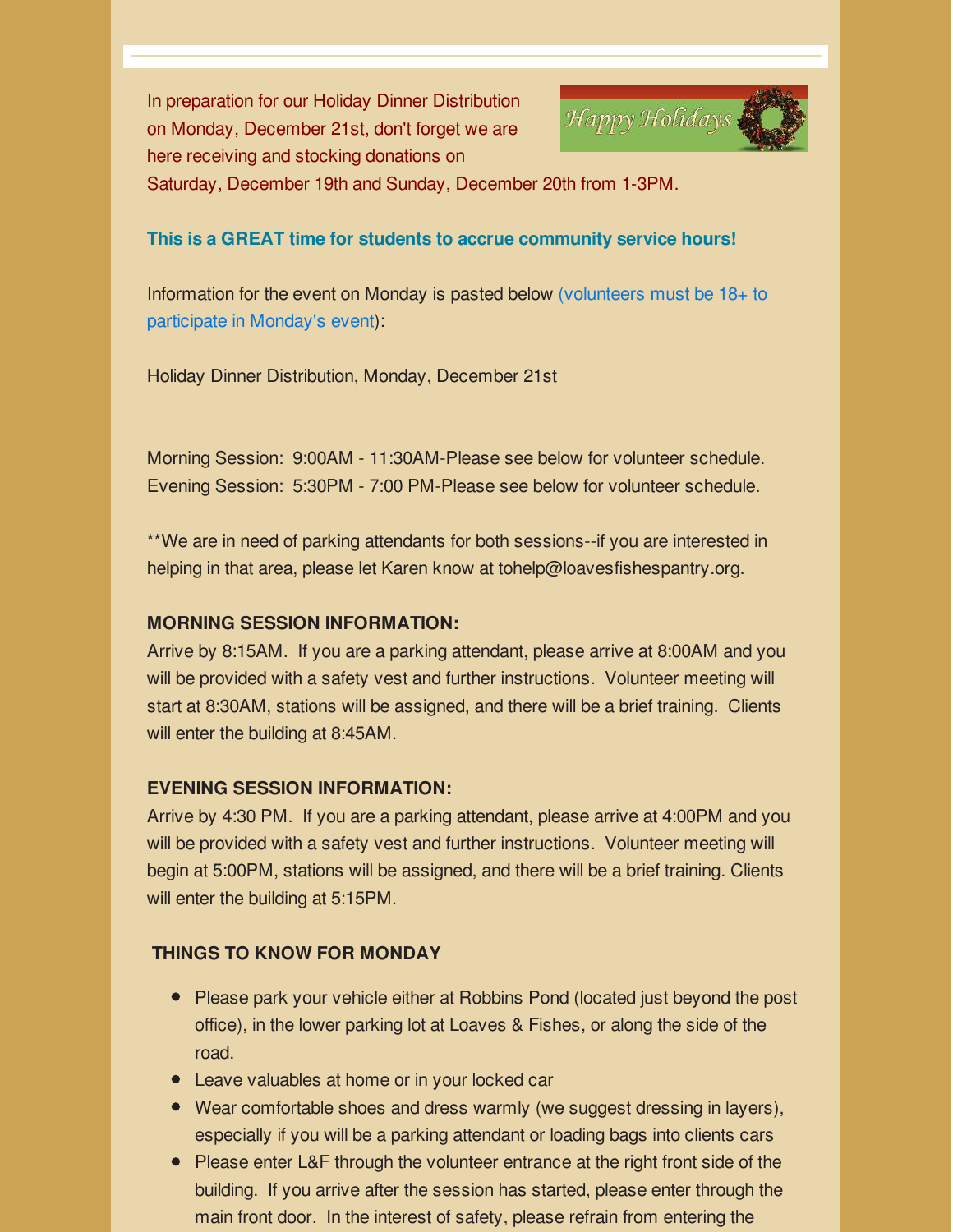In preparation for our Holiday Dinner Distribution on Monday, December 21st, don't forget we are here receiving and stocking donations on Saturday, December 19th and Sunday, December 20th from 1-3PM.

**This is a GREAT time for students to accrue community service hours!**

Information for the event on Monday is pasted below (volunteers must be 18+ to participate in Monday's event):

Holiday Dinner Distribution, Monday, December 21st

Morning Session: 9:00AM - 11:30AM-Please see below for volunteer schedule.
Evening Session: 5:30PM - 7:00 PM-Please see below for volunteer schedule.

**We are in need of parking attendants for both sessions--if you are interested in helping in that area, please let Karen know at tohelp@loavesfishespantry.org.

**MORNING SESSION INFORMATION:**
Arrive by 8:15AM. If you are a parking attendant, please arrive at 8:00AM and you will be provided with a safety vest and further instructions. Volunteer meeting will start at 8:30AM, stations will be assigned, and there will be a brief training. Clients will enter the building at 8:45AM.

**EVENING SESSION INFORMATION:**
Arrive by 4:30 PM. If you are a parking attendant, please arrive at 4:00PM and you will be provided with a safety vest and further instructions. Volunteer meeting will begin at 5:00PM, stations will be assigned, and there will be a brief training. Clients will enter the building at 5:15PM.

**THINGS TO KNOW FOR MONDAY**

- Please park your vehicle either at Robbins Pond (located just beyond the post office), in the lower parking lot at Loaves & Fishes, or along the side of the road.
- Leave valuables at home or in your locked car
- Wear comfortable shoes and dress warmly (we suggest dressing in layers), especially if you will be a parking attendant or loading bags into clients cars
- Please enter L&F through the volunteer entrance at the right front side of the building. If you arrive after the session has started, please enter through the main front door. In the interest of safety, please refrain from entering the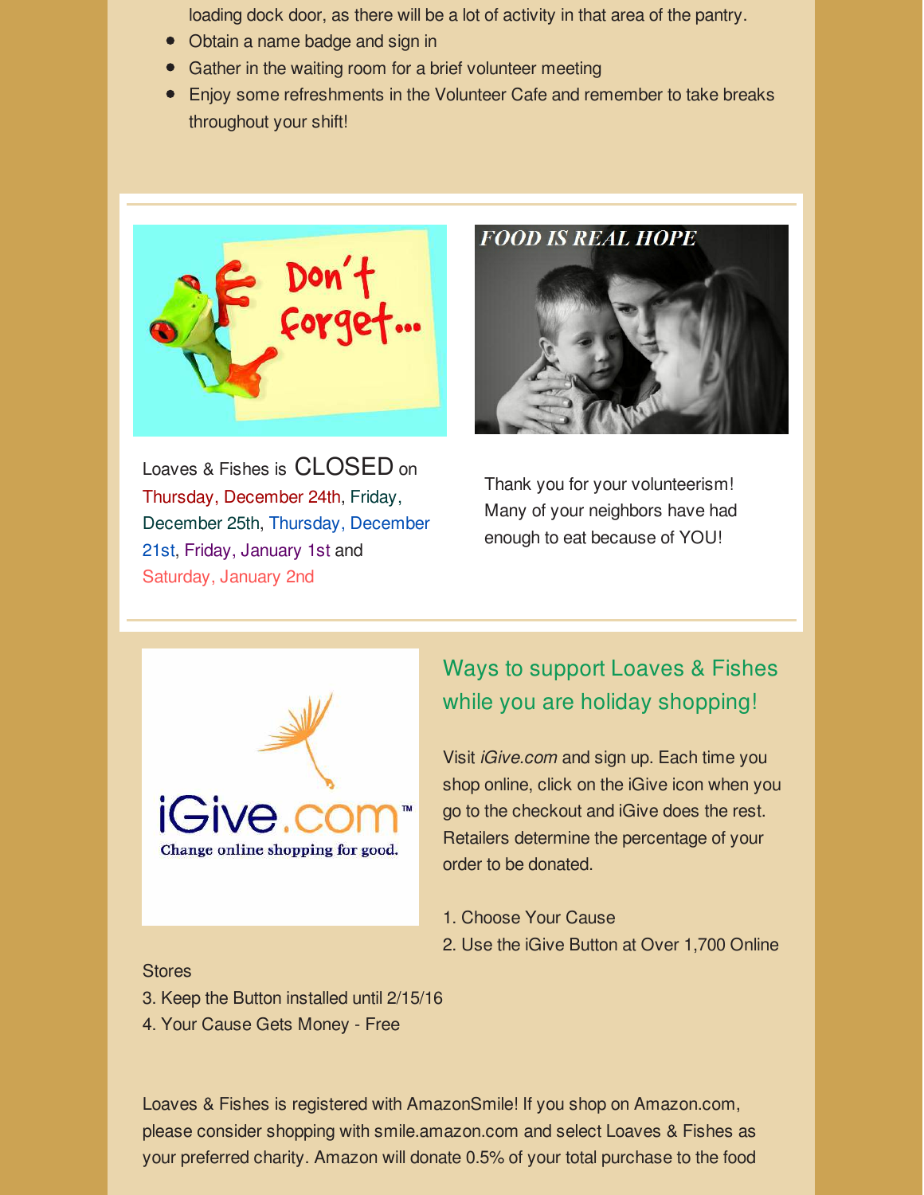loading dock door, as there will be a lot of activity in that area of the pantry.

- Obtain a name badge and sign in
- Gather in the waiting room for a brief volunteer meeting
- Enjoy some refreshments in the Volunteer Cafe and remember to take breaks throughout your shift!

Loaves & Fishes is CLOSED on Thursday, December 24th, Friday, December 25th, Thursday, December 21st, Friday, January 1st and Saturday, January 2nd

Thank you for your volunteerism! Many of your neighbors have had enough to eat because of YOU!

## Ways to support Loaves & Fishes while you are holiday shopping!

Visit *iGive.com* and sign up. Each time you shop online, click on the iGive icon when you go to the checkout and iGive does the rest. Retailers determine the percentage of your order to be donated.

1. Choose Your Cause
2. Use the iGive Button at Over 1,700 Online Stores
3. Keep the Button installed until 2/15/16
4. Your Cause Gets Money - Free

Loaves & Fishes is registered with AmazonSmile! If you shop on Amazon.com, please consider shopping with smile.amazon.com and select Loaves & Fishes as your preferred charity. Amazon will donate 0.5% of your total purchase to the food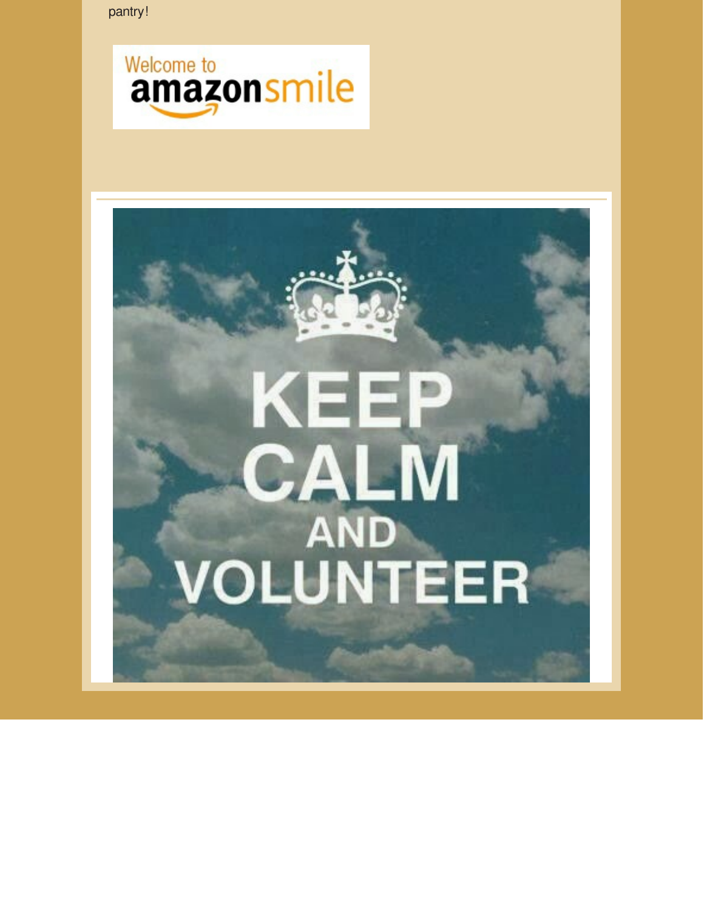pantry!